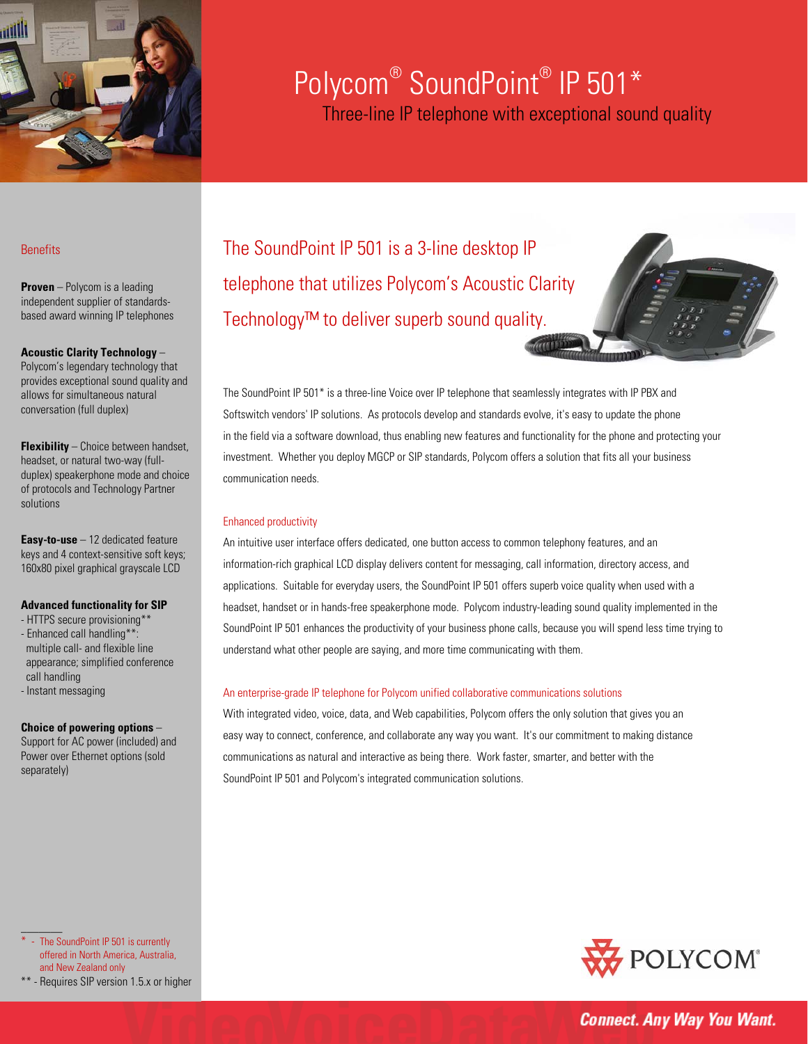# Polycom® SoundPoint® IP 501*

## Three-line IP telephone with exceptional sound quality

The SoundPoint IP 501 is a 3-line desktop IP telephone that utilizes Polycom's Acoustic Clarity Technology™ to deliver superb sound quality.

The SoundPoint IP 501* is a three-line Voice over IP telephone that seamlessly integrates with IP PBX and Softswitch vendors' IP solutions. As protocols develop and standards evolve, it's easy to update the phone in the field via a software download, thus enabling new features and functionality for the phone and protecting your investment. Whether you deploy MGCP or SIP standards, Polycom offers a solution that fits all your business communication needs.

### Enhanced productivity

An intuitive user interface offers dedicated, one button access to common telephony features, and an information-rich graphical LCD display delivers content for messaging, call information, directory access, and applications. Suitable for everyday users, the SoundPoint IP 501 offers superb voice quality when used with a headset, handset or in hands-free speakerphone mode. Polycom industry-leading sound quality implemented in the SoundPoint IP 501 enhances the productivity of your business phone calls, because you will spend less time trying to understand what other people are saying, and more time communicating with them.

### An enterprise-grade IP telephone for Polycom unified collaborative communications solutions

With integrated video, voice, data, and Web capabilities, Polycom offers the only solution that gives you an easy way to connect, conference, and collaborate any way you want. It's our commitment to making distance communications as natural and interactive as being there. Work faster, smarter, and better with the SoundPoint IP 501 and Polycom's integrated communication solutions.

### Benefits

**Proven** – Polycom is a leading independent supplier of standards-based award winning IP telephones

**Acoustic Clarity Technology** – Polycom's legendary technology that provides exceptional sound quality and allows for simultaneous natural conversation (full duplex)

**Flexibility** – Choice between handset, headset, or natural two-way (full-duplex) speakerphone mode and choice of protocols and Technology Partner solutions

**Easy-to-use** – 12 dedicated feature keys and 4 context-sensitive soft keys; 160x80 pixel graphical grayscale LCD

**Advanced functionality for SIP**
- HTTPS secure provisioning**
- Enhanced call handling**: multiple call- and flexible line appearance; simplified conference call handling
- Instant messaging

**Choice of powering options** – Support for AC power (included) and Power over Ethernet options (sold separately)

---

\* - The SoundPoint IP 501 is currently offered in North America, Australia, and New Zealand only

** - Requires SIP version 1.5.x or higher

POLYCOM®

Connect. Any Way You Want.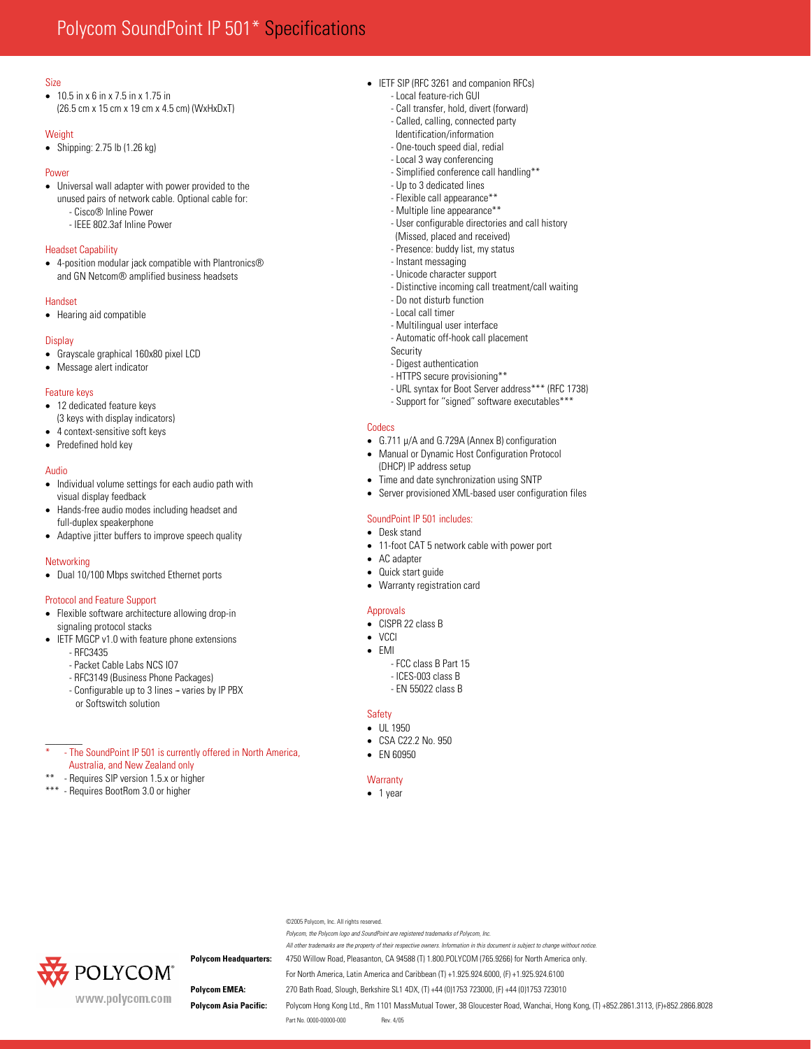# Polycom SoundPoint IP 501* Specifications

### Size

- 10.5 in x 6 in x 7.5 in x 1.75 in (26.5 cm x 15 cm x 19 cm x 4.5 cm) (WxHxDxT)

### Weight

- Shipping: 2.75 lb (1.26 kg)

### Power

- Universal wall adapter with power provided to the unused pairs of network cable. Optional cable for:
  - Cisco® Inline Power
  - IEEE 802.3af Inline Power

### Headset Capability

- 4-position modular jack compatible with Plantronics® and GN Netcom® amplified business headsets

### Handset

- Hearing aid compatible

### Display

- Grayscale graphical 160x80 pixel LCD
- Message alert indicator

### Feature keys

- 12 dedicated feature keys (3 keys with display indicators)
- 4 context-sensitive soft keys
- Predefined hold key

### Audio

- Individual volume settings for each audio path with visual display feedback
- Hands-free audio modes including headset and full-duplex speakerphone
- Adaptive jitter buffers to improve speech quality

### Networking

- Dual 10/100 Mbps switched Ethernet ports

### Protocol and Feature Support

- Flexible software architecture allowing drop-in signaling protocol stacks
- IETF MGCP v1.0 with feature phone extensions
  - RFC3435
  - Packet Cable Labs NCS IO7
  - RFC3149 (Business Phone Packages)
  - Configurable up to 3 lines – varies by IP PBX or Softswitch solution
- IETF SIP (RFC 3261 and companion RFCs)
  - Local feature-rich GUI
  - Call transfer, hold, divert (forward)
  - Called, calling, connected party Identification/information
  - One-touch speed dial, redial
  - Local 3 way conferencing
  - Simplified conference call handling**
  - Up to 3 dedicated lines
  - Flexible call appearance**
  - Multiple line appearance**
  - User configurable directories and call history (Missed, placed and received)
  - Presence: buddy list, my status
  - Instant messaging
  - Unicode character support
  - Distinctive incoming call treatment/call waiting
  - Do not disturb function
  - Local call timer
  - Multilingual user interface
  - Automatic off-hook call placement

  Security
  - Digest authentication
  - HTTPS secure provisioning**
  - URL syntax for Boot Server address*** (RFC 1738)
  - Support for "signed" software executables***

### Codecs

- G.711 μ/A and G.729A (Annex B) configuration
- Manual or Dynamic Host Configuration Protocol (DHCP) IP address setup
- Time and date synchronization using SNTP
- Server provisioned XML-based user configuration files

### SoundPoint IP 501 includes:

- Desk stand
- 11-foot CAT 5 network cable with power port
- AC adapter
- Quick start guide
- Warranty registration card

### Approvals

- CISPR 22 class B
- VCCI
- EMI
  - FCC class B Part 15
  - ICES-003 class B
  - EN 55022 class B

### Safety

- UL 1950
- CSA C22.2 No. 950
- EN 60950

### Warranty

- 1 year

---

\* - The SoundPoint IP 501 is currently offered in North America, Australia, and New Zealand only

** - Requires SIP version 1.5.x or higher

*** - Requires BootRom 3.0 or higher

©2005 Polycom, Inc. All rights reserved.

*Polycom, the Polycom logo and SoundPoint are registered trademarks of Polycom, Inc.*

*All other trademarks are the property of their respective owners. Information in this document is subject to change without notice.*

POLYCOM
www.polycom.com

**Polycom Headquarters:** 4750 Willow Road, Pleasanton, CA 94588 (T) 1.800.POLYCOM (765.9266) for North America only.
For North America, Latin America and Caribbean (T) +1.925.924.6000, (F) +1.925.924.6100

**Polycom EMEA:** 270 Bath Road, Slough, Berkshire SL1 4DX, (T) +44 (0)1753 723000, (F) +44 (0)1753 723010

**Polycom Asia Pacific:** Polycom Hong Kong Ltd., Rm 1101 MassMutual Tower, 38 Gloucester Road, Wanchai, Hong Kong, (T) +852.2861.3113, (F)+852.2866.8028

Part No. 0000-00000-000 Rev. 4/05